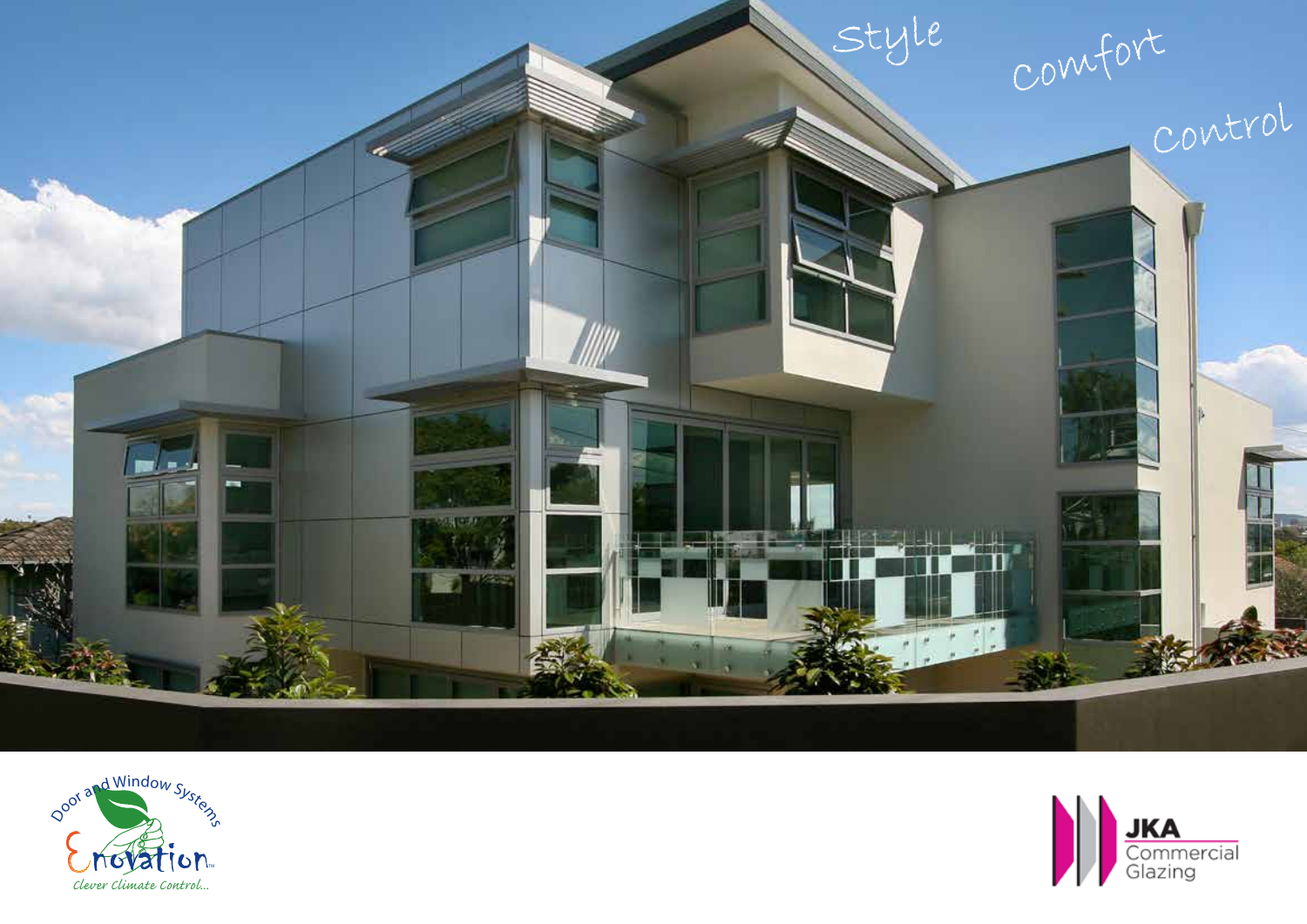Style

Comfort

Control

Door and Window Systems

Enovation™

*Clever Climate Control...*

JKA Commercial Glazing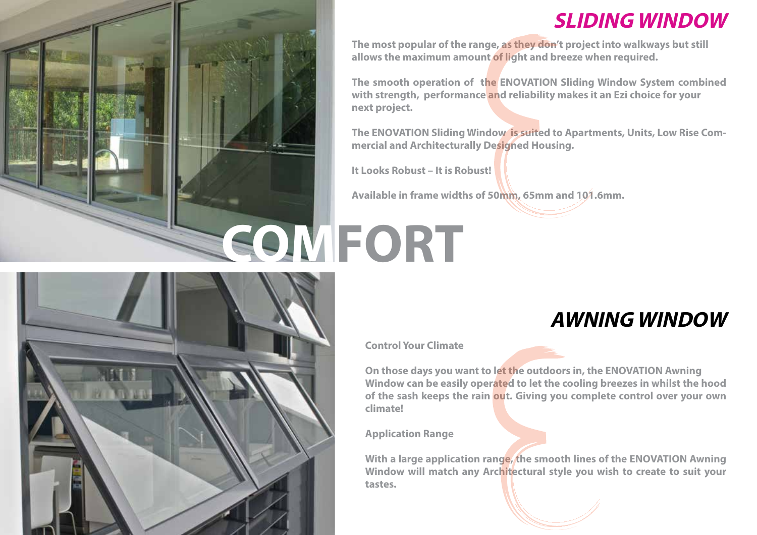## SLIDING WINDOW

**The most popular of the range, as they don't project into walkways but still allows the maximum amount of light and breeze when required.**

**The smooth operation of the ENOVATION Sliding Window System combined with strength, performance and reliability makes it an Ezi choice for your next project.**

**The ENOVATION Sliding Window is suited to Apartments, Units, Low Rise Commercial and Architecturally Designed Housing.**

**It Looks Robust – It is Robust!**

**Available in frame widths of 50mm, 65mm and 101.6mm.**

# COMFORT

## AWNING WINDOW

**Control Your Climate**

**On those days you want to let the outdoors in, the ENOVATION Awning Window can be easily operated to let the cooling breezes in whilst the hood of the sash keeps the rain out. Giving you complete control over your own climate!**

**Application Range**

**With a large application range, the smooth lines of the ENOVATION Awning Window will match any Architectural style you wish to create to suit your tastes.**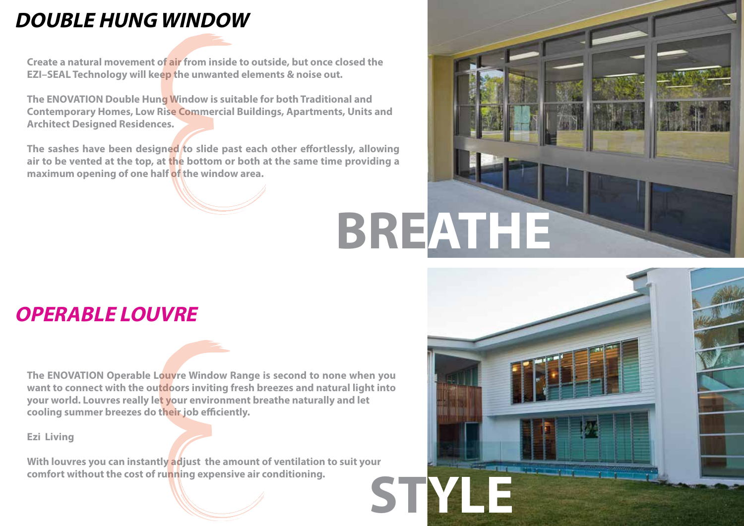# *DOUBLE HUNG WINDOW*

**Create a natural movement of air from inside to outside, but once closed the EZI–SEAL Technology will keep the unwanted elements & noise out.**

**The ENOVATION Double Hung Window is suitable for both Traditional and Contemporary Homes, Low Rise Commercial Buildings, Apartments, Units and Architect Designed Residences.**

**The sashes have been designed to slide past each other effortlessly, allowing air to be vented at the top, at the bottom or both at the same time providing a maximum opening of one half of the window area.**

**BREATHE**

# *OPERABLE LOUVRE*

**The ENOVATION Operable Louvre Window Range is second to none when you want to connect with the outdoors inviting fresh breezes and natural light into your world. Louvres really let your environment breathe naturally and let cooling summer breezes do their job efficiently.**

**Ezi Living**

**With louvres you can instantly adjust the amount of ventilation to suit your comfort without the cost of running expensive air conditioning.**

**STYLE**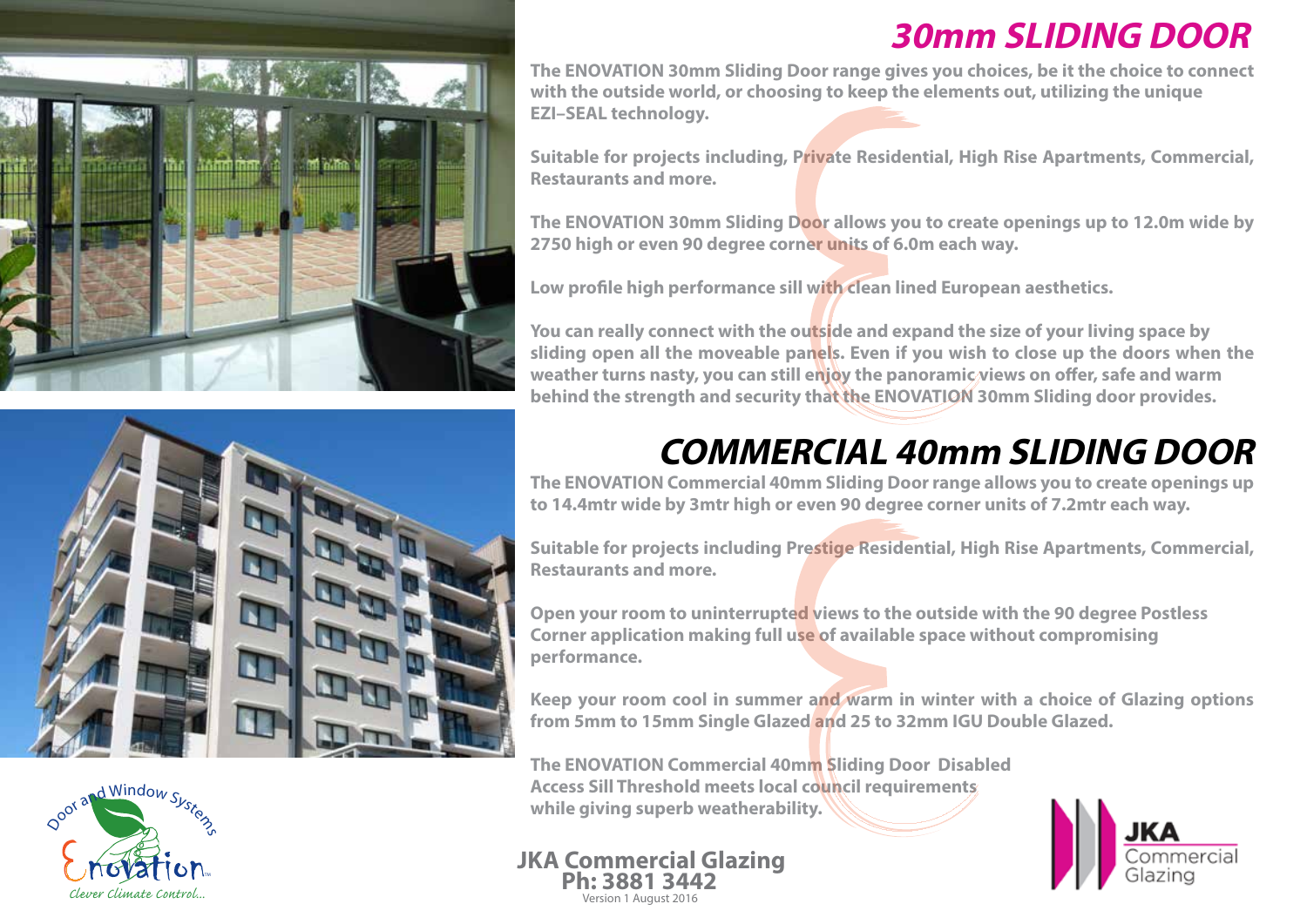# 30mm SLIDING DOOR

**The ENOVATION 30mm Sliding Door range gives you choices, be it the choice to connect with the outside world, or choosing to keep the elements out, utilizing the unique EZI–SEAL technology.**

**Suitable for projects including, Private Residential, High Rise Apartments, Commercial, Restaurants and more.**

**The ENOVATION 30mm Sliding Door allows you to create openings up to 12.0m wide by 2750 high or even 90 degree corner units of 6.0m each way.**

**Low profile high performance sill with clean lined European aesthetics.**

**You can really connect with the outside and expand the size of your living space by sliding open all the moveable panels. Even if you wish to close up the doors when the weather turns nasty, you can still enjoy the panoramic views on offer, safe and warm behind the strength and security that the ENOVATION 30mm Sliding door provides.**

# COMMERCIAL 40mm SLIDING DOOR

**The ENOVATION Commercial 40mm Sliding Door range allows you to create openings up to 14.4mtr wide by 3mtr high or even 90 degree corner units of 7.2mtr each way.**

**Suitable for projects including Prestige Residential, High Rise Apartments, Commercial, Restaurants and more.**

**Open your room to uninterrupted views to the outside with the 90 degree Postless Corner application making full use of available space without compromising performance.**

**Keep your room cool in summer and warm in winter with a choice of Glazing options from 5mm to 15mm Single Glazed and 25 to 32mm IGU Double Glazed.**

**The ENOVATION Commercial 40mm Sliding Door Disabled Access Sill Threshold meets local council requirements while giving superb weatherability.**

Door and Window Systems

Enovation

*Clever Climate Control...*

**JKA Commercial Glazing**
**Ph: 3881 3442**
Version 1 August 2016

JKA Commercial Glazing